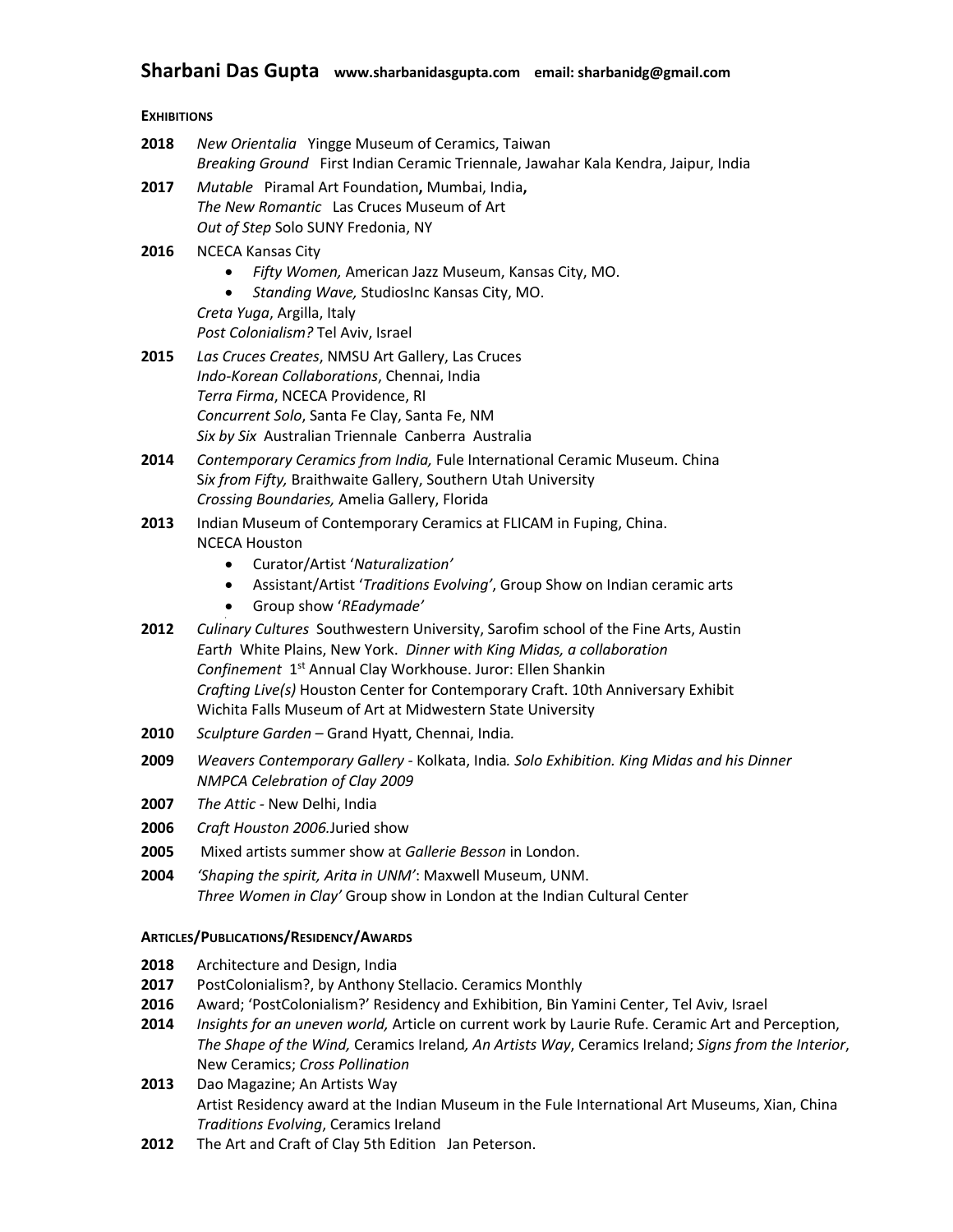# Sharbani Das Gupta www.sharbanidasgupta.com email: sharbanidg@gmail.com

**EXHIBITIONS**

**2018** *New Orientalia* Yingge Museum of Ceramics, Taiwan
*Breaking Ground* First Indian Ceramic Triennale, Jawahar Kala Kendra, Jaipur, India

**2017** *Mutable* Piramal Art Foundation**,** Mumbai, India**,**
*The New Romantic* Las Cruces Museum of Art
*Out of Step* Solo SUNY Fredonia, NY

**2016** NCECA Kansas City
- *Fifty Women,* American Jazz Museum, Kansas City, MO.
- *Standing Wave,* StudiosInc Kansas City, MO.

*Creta Yuga*, Argilla, Italy
*Post Colonialism?* Tel Aviv, Israel

**2015** *Las Cruces Creates*, NMSU Art Gallery, Las Cruces
*Indo-Korean Collaborations*, Chennai, India
*Terra Firma*, NCECA Providence, RI
*Concurrent Solo*, Santa Fe Clay, Santa Fe, NM
*Six by Six* Australian Triennale Canberra Australia

**2014** *Contemporary Ceramics from India,* Fule International Ceramic Museum. China
S*ix from Fifty,* Braithwaite Gallery, Southern Utah University
*Crossing Boundaries,* Amelia Gallery, Florida

**2013** Indian Museum of Contemporary Ceramics at FLICAM in Fuping, China.
NCECA Houston
- Curator/Artist '*Naturalization'*
- Assistant/Artist '*Traditions Evolving'*, Group Show on Indian ceramic arts
- Group show '*REadymade'*

**2012** *Culinary Cultures* Southwestern University, Sarofim school of the Fine Arts, Austin
*E*ar*th* White Plains, New York. *Dinner with King Midas, a collaboration*
*Confinement* 1st Annual Clay Workhouse. Juror: Ellen Shankin
*Crafting Live(s)* Houston Center for Contemporary Craft. 10th Anniversary Exhibit
Wichita Falls Museum of Art at Midwestern State University

**2010** *Sculpture Garden* – Grand Hyatt, Chennai, India*.*

**2009** *Weavers Contemporary Gallery* - Kolkata, India*. Solo Exhibition. King Midas and his Dinner*
*NMPCA Celebration of Clay 2009*

**2007** *The Attic* - New Delhi, India

**2006** *Craft Houston 2006.*Juried show

**2005** Mixed artists summer show at *Gallerie Besson* in London.

**2004** *'Shaping the spirit, Arita in UNM'*: Maxwell Museum, UNM.
*Three Women in Clay'* Group show in London at the Indian Cultural Center

**ARTICLES/PUBLICATIONS/RESIDENCY/AWARDS**

**2018** Architecture and Design, India
**2017** PostColonialism?, by Anthony Stellacio. Ceramics Monthly
**2016** Award; 'PostColonialism?' Residency and Exhibition, Bin Yamini Center, Tel Aviv, Israel
**2014** *Insights for an uneven world,* Article on current work by Laurie Rufe. Ceramic Art and Perception, *The Shape of the Wind,* Ceramics Ireland*, An Artists Way*, Ceramics Ireland; *Signs from the Interior*, New Ceramics; *Cross Pollination*
**2013** Dao Magazine; An Artists Way
Artist Residency award at the Indian Museum in the Fule International Art Museums, Xian, China
*Traditions Evolving*, Ceramics Ireland
**2012** The Art and Craft of Clay 5th Edition Jan Peterson.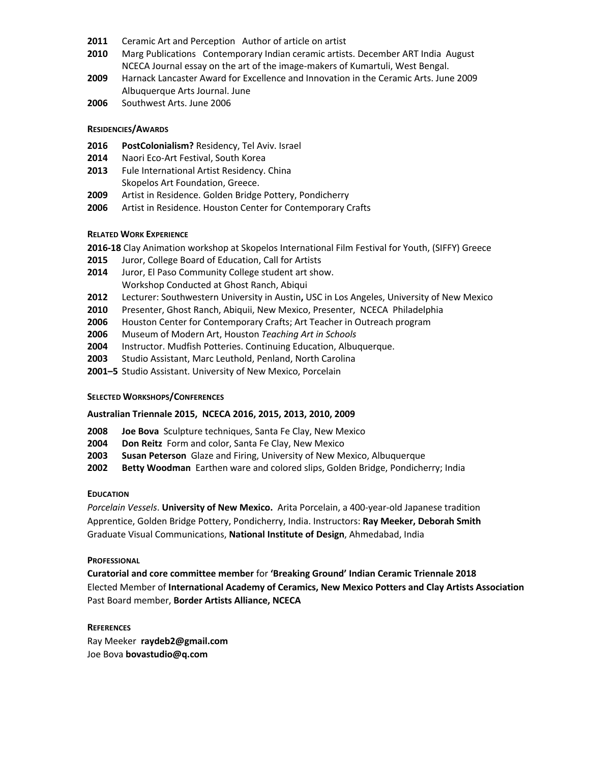**2011** Ceramic Art and Perception Author of article on artist

**2010** Marg Publications Contemporary Indian ceramic artists. December ART India August NCECA Journal essay on the art of the image-makers of Kumartuli, West Bengal.

**2009** Harnack Lancaster Award for Excellence and Innovation in the Ceramic Arts. June 2009 Albuquerque Arts Journal. June

**2006** Southwest Arts. June 2006

#### RESIDENCIES/AWARDS

**2016** **PostColonialism?** Residency, Tel Aviv. Israel

**2014** Naori Eco-Art Festival, South Korea

**2013** Fule International Artist Residency. China
Skopelos Art Foundation, Greece.

**2009** Artist in Residence. Golden Bridge Pottery, Pondicherry

**2006** Artist in Residence. Houston Center for Contemporary Crafts

#### RELATED WORK EXPERIENCE

**2016-18** Clay Animation workshop at Skopelos International Film Festival for Youth, (SIFFY) Greece

**2015** Juror, College Board of Education, Call for Artists

**2014** Juror, El Paso Community College student art show.
Workshop Conducted at Ghost Ranch, Abiqui

**2012** Lecturer: Southwestern University in Austin**,** USC in Los Angeles, University of New Mexico

**2010** Presenter, Ghost Ranch, Abiquii, New Mexico, Presenter, NCECA Philadelphia

**2006** Houston Center for Contemporary Crafts; Art Teacher in Outreach program

**2006** Museum of Modern Art, Houston *Teaching Art in Schools*

**2004** Instructor. Mudfish Potteries. Continuing Education, Albuquerque.

**2003** Studio Assistant, Marc Leuthold, Penland, North Carolina

**2001–5** Studio Assistant. University of New Mexico, Porcelain

#### SELECTED WORKSHOPS/CONFERENCES

**Australian Triennale 2015, NCECA 2016, 2015, 2013, 2010, 2009**

**2008** **Joe Bova** Sculpture techniques, Santa Fe Clay, New Mexico

**2004** **Don Reitz** Form and color, Santa Fe Clay, New Mexico

**2003** **Susan Peterson** Glaze and Firing, University of New Mexico, Albuquerque

**2002** **Betty Woodman** Earthen ware and colored slips, Golden Bridge, Pondicherry; India

#### EDUCATION

*Porcelain Vessels*. **University of New Mexico.** Arita Porcelain, a 400-year-old Japanese tradition
Apprentice, Golden Bridge Pottery, Pondicherry, India. Instructors: **Ray Meeker, Deborah Smith**
Graduate Visual Communications, **National Institute of Design**, Ahmedabad, India

#### PROFESSIONAL

**Curatorial and core committee member** for **'Breaking Ground' Indian Ceramic Triennale 2018**
Elected Member of **International Academy of Ceramics, New Mexico Potters and Clay Artists Association**
Past Board member, **Border Artists Alliance, NCECA**

#### REFERENCES

Ray Meeker **raydeb2@gmail.com**
Joe Bova **bovastudio@q.com**